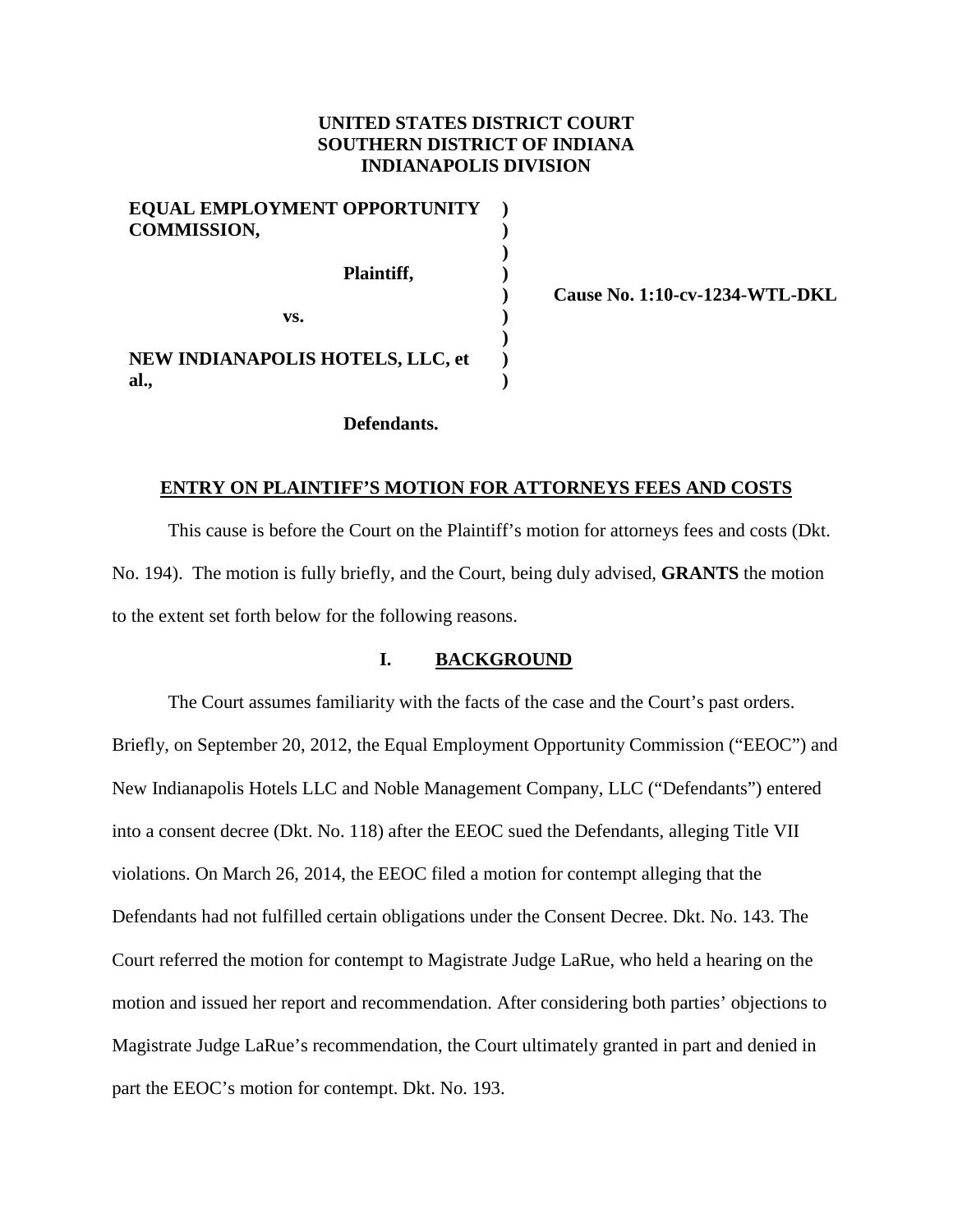**UNITED STATES DISTRICT COURT**
**SOUTHERN DISTRICT OF INDIANA**
**INDIANAPOLIS DIVISION**

| | | |
|---|---|---|
| **EQUAL EMPLOYMENT OPPORTUNITY COMMISSION,** | **)** | |
| **Plaintiff,** | **)** | **Cause No. 1:10-cv-1234-WTL-DKL** |
| **vs.** | **)** | |
| **NEW INDIANAPOLIS HOTELS, LLC, et al.,** | **)** | |
| **Defendants.** | | |

**ENTRY ON PLAINTIFF'S MOTION FOR ATTORNEYS FEES AND COSTS**

This cause is before the Court on the Plaintiff's motion for attorneys fees and costs (Dkt. No. 194). The motion is fully briefly, and the Court, being duly advised, **GRANTS** the motion to the extent set forth below for the following reasons.

## I. BACKGROUND

The Court assumes familiarity with the facts of the case and the Court's past orders. Briefly, on September 20, 2012, the Equal Employment Opportunity Commission ("EEOC") and New Indianapolis Hotels LLC and Noble Management Company, LLC ("Defendants") entered into a consent decree (Dkt. No. 118) after the EEOC sued the Defendants, alleging Title VII violations. On March 26, 2014, the EEOC filed a motion for contempt alleging that the Defendants had not fulfilled certain obligations under the Consent Decree. Dkt. No. 143. The Court referred the motion for contempt to Magistrate Judge LaRue, who held a hearing on the motion and issued her report and recommendation. After considering both parties' objections to Magistrate Judge LaRue's recommendation, the Court ultimately granted in part and denied in part the EEOC's motion for contempt. Dkt. No. 193.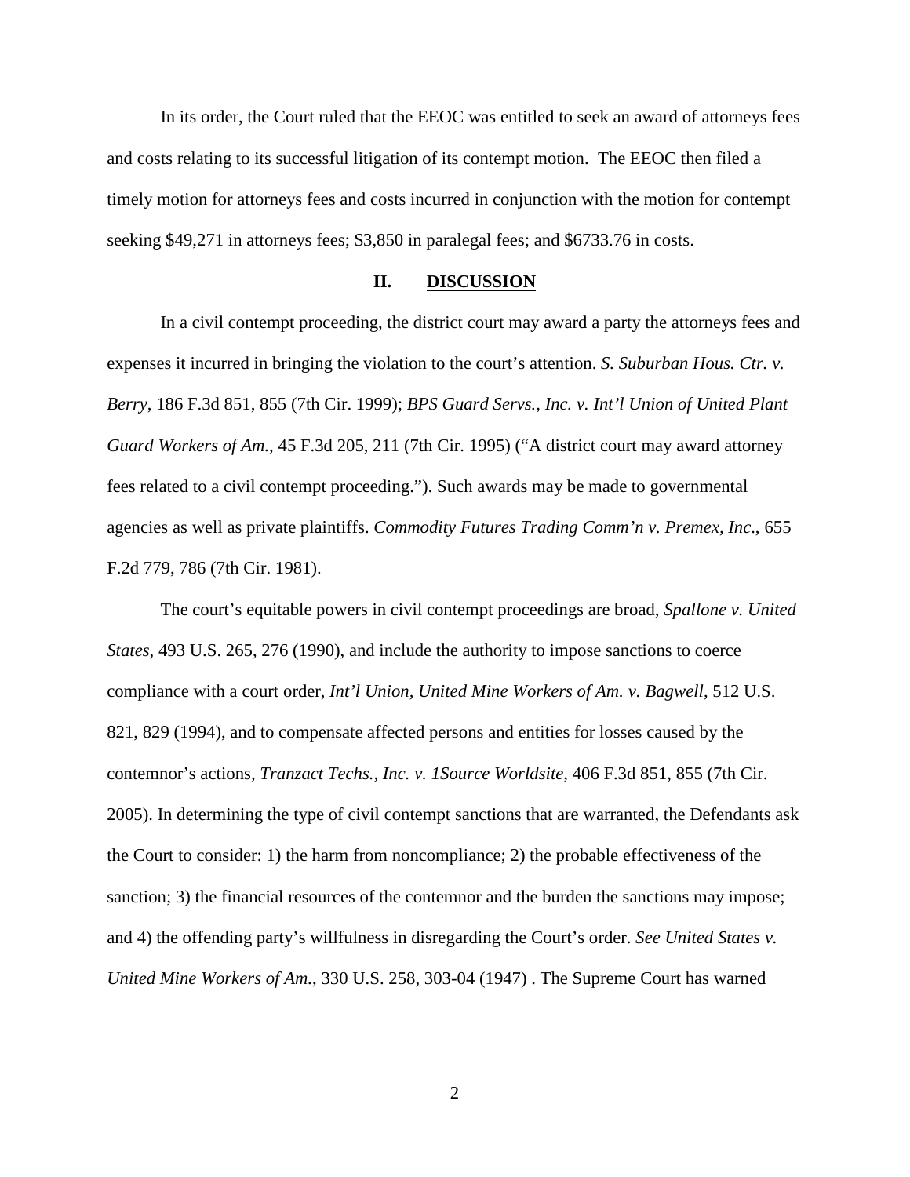In its order, the Court ruled that the EEOC was entitled to seek an award of attorneys fees and costs relating to its successful litigation of its contempt motion. The EEOC then filed a timely motion for attorneys fees and costs incurred in conjunction with the motion for contempt seeking $49,271 in attorneys fees; $3,850 in paralegal fees; and $6733.76 in costs.

## II. DISCUSSION

In a civil contempt proceeding, the district court may award a party the attorneys fees and expenses it incurred in bringing the violation to the court's attention. *S. Suburban Hous. Ctr. v. Berry*, 186 F.3d 851, 855 (7th Cir. 1999); *BPS Guard Servs., Inc. v. Int'l Union of United Plant Guard Workers of Am.*, 45 F.3d 205, 211 (7th Cir. 1995) ("A district court may award attorney fees related to a civil contempt proceeding."). Such awards may be made to governmental agencies as well as private plaintiffs. *Commodity Futures Trading Comm'n v. Premex, Inc*., 655 F.2d 779, 786 (7th Cir. 1981).

The court's equitable powers in civil contempt proceedings are broad, *Spallone v. United States*, 493 U.S. 265, 276 (1990), and include the authority to impose sanctions to coerce compliance with a court order, *Int'l Union, United Mine Workers of Am. v. Bagwell*, 512 U.S. 821, 829 (1994), and to compensate affected persons and entities for losses caused by the contemnor's actions, *Tranzact Techs., Inc. v. 1Source Worldsite*, 406 F.3d 851, 855 (7th Cir. 2005). In determining the type of civil contempt sanctions that are warranted, the Defendants ask the Court to consider: 1) the harm from noncompliance; 2) the probable effectiveness of the sanction; 3) the financial resources of the contemnor and the burden the sanctions may impose; and 4) the offending party's willfulness in disregarding the Court's order. *See United States v. United Mine Workers of Am.*, 330 U.S. 258, 303-04 (1947) . The Supreme Court has warned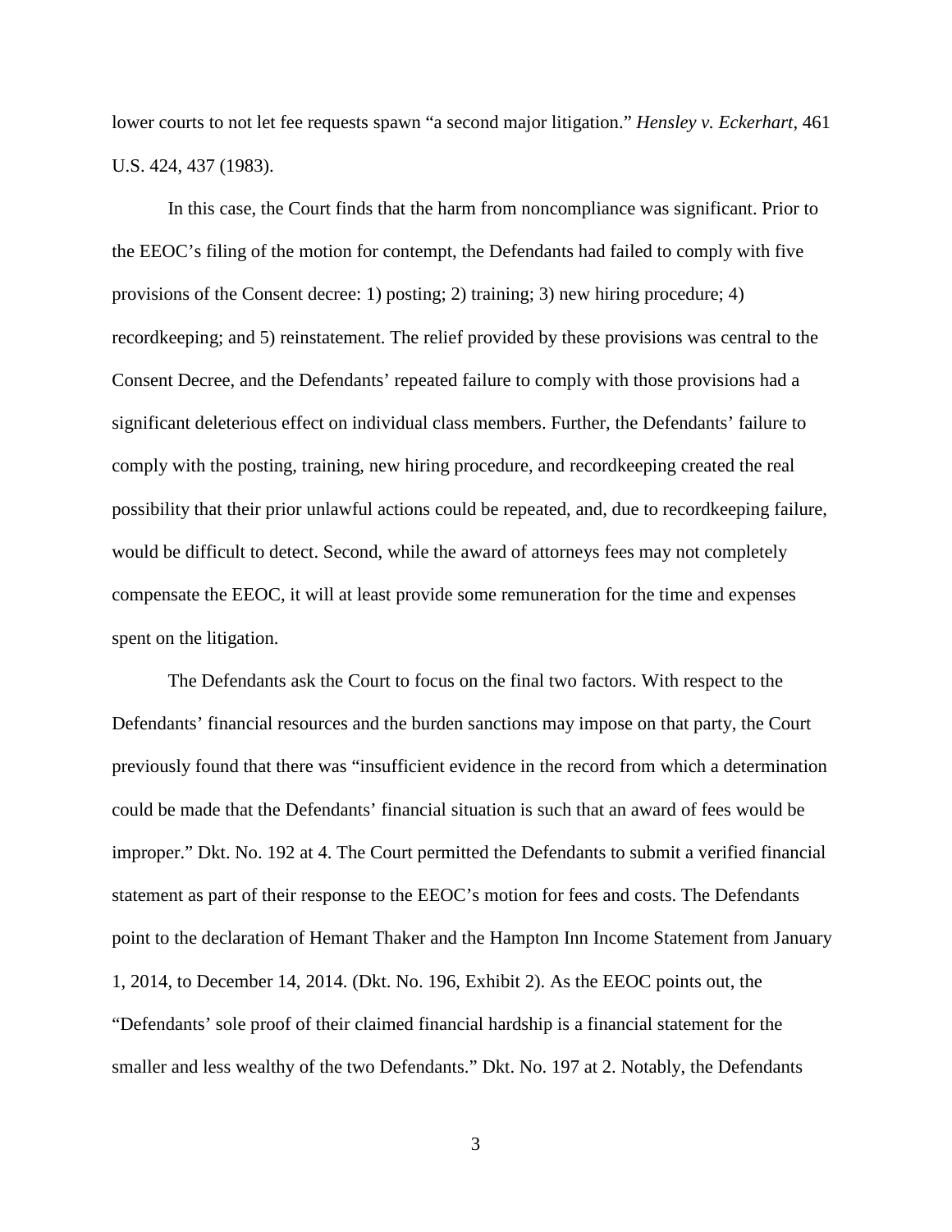lower courts to not let fee requests spawn "a second major litigation." *Hensley v. Eckerhart*, 461 U.S. 424, 437 (1983).

In this case, the Court finds that the harm from noncompliance was significant. Prior to the EEOC's filing of the motion for contempt, the Defendants had failed to comply with five provisions of the Consent decree: 1) posting; 2) training; 3) new hiring procedure; 4) recordkeeping; and 5) reinstatement. The relief provided by these provisions was central to the Consent Decree, and the Defendants' repeated failure to comply with those provisions had a significant deleterious effect on individual class members. Further, the Defendants' failure to comply with the posting, training, new hiring procedure, and recordkeeping created the real possibility that their prior unlawful actions could be repeated, and, due to recordkeeping failure, would be difficult to detect. Second, while the award of attorneys fees may not completely compensate the EEOC, it will at least provide some remuneration for the time and expenses spent on the litigation.

The Defendants ask the Court to focus on the final two factors. With respect to the Defendants' financial resources and the burden sanctions may impose on that party, the Court previously found that there was "insufficient evidence in the record from which a determination could be made that the Defendants' financial situation is such that an award of fees would be improper." Dkt. No. 192 at 4. The Court permitted the Defendants to submit a verified financial statement as part of their response to the EEOC's motion for fees and costs. The Defendants point to the declaration of Hemant Thaker and the Hampton Inn Income Statement from January 1, 2014, to December 14, 2014. (Dkt. No. 196, Exhibit 2). As the EEOC points out, the "Defendants' sole proof of their claimed financial hardship is a financial statement for the smaller and less wealthy of the two Defendants." Dkt. No. 197 at 2. Notably, the Defendants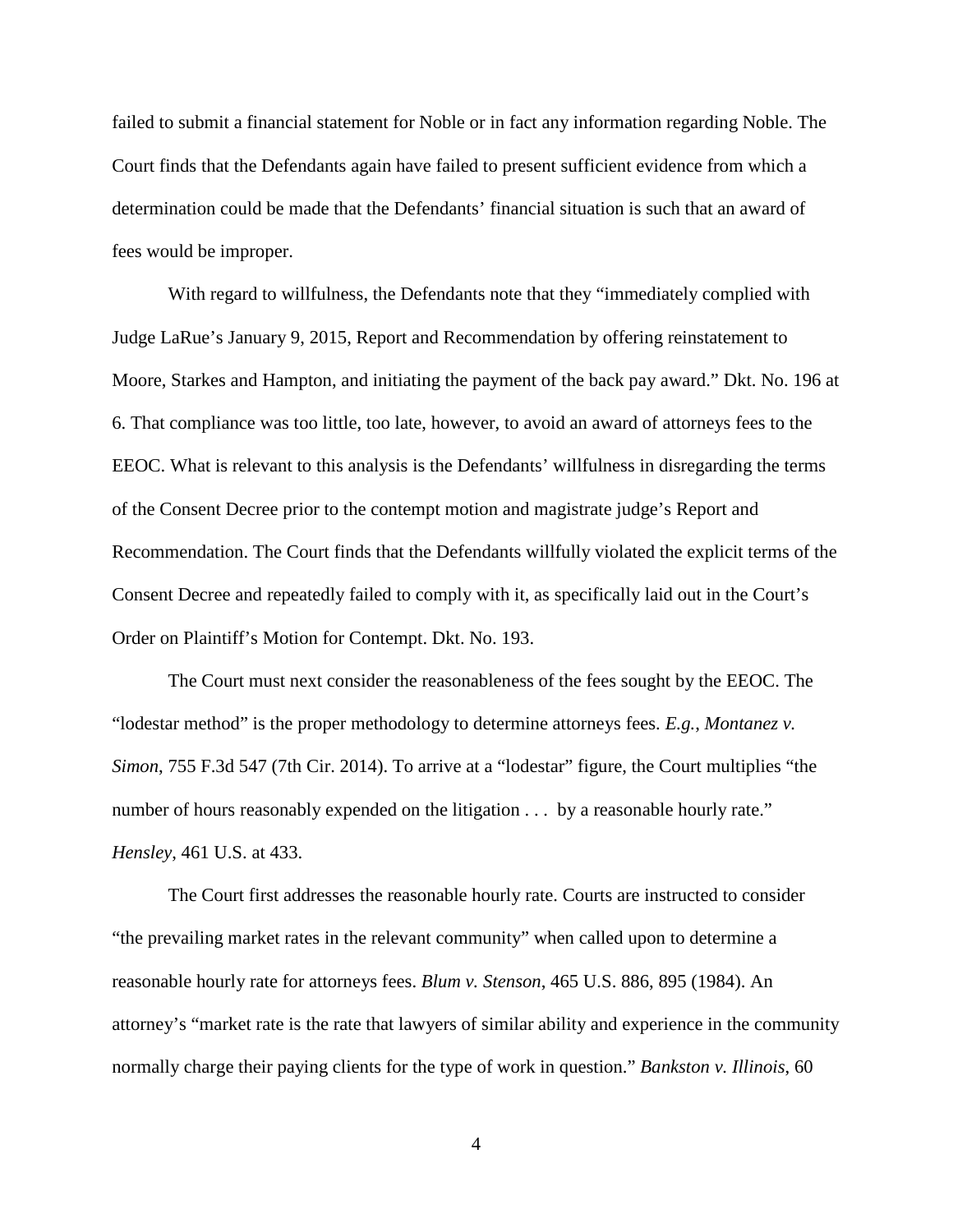failed to submit a financial statement for Noble or in fact any information regarding Noble. The Court finds that the Defendants again have failed to present sufficient evidence from which a determination could be made that the Defendants' financial situation is such that an award of fees would be improper.

With regard to willfulness, the Defendants note that they "immediately complied with Judge LaRue's January 9, 2015, Report and Recommendation by offering reinstatement to Moore, Starkes and Hampton, and initiating the payment of the back pay award." Dkt. No. 196 at 6. That compliance was too little, too late, however, to avoid an award of attorneys fees to the EEOC. What is relevant to this analysis is the Defendants' willfulness in disregarding the terms of the Consent Decree prior to the contempt motion and magistrate judge's Report and Recommendation. The Court finds that the Defendants willfully violated the explicit terms of the Consent Decree and repeatedly failed to comply with it, as specifically laid out in the Court's Order on Plaintiff's Motion for Contempt. Dkt. No. 193.

The Court must next consider the reasonableness of the fees sought by the EEOC. The "lodestar method" is the proper methodology to determine attorneys fees. *E.g.*, *Montanez v. Simon*, 755 F.3d 547 (7th Cir. 2014). To arrive at a "lodestar" figure, the Court multiplies "the number of hours reasonably expended on the litigation . . . by a reasonable hourly rate." *Hensley*, 461 U.S. at 433.

The Court first addresses the reasonable hourly rate. Courts are instructed to consider "the prevailing market rates in the relevant community" when called upon to determine a reasonable hourly rate for attorneys fees. *Blum v. Stenson*, 465 U.S. 886, 895 (1984). An attorney's "market rate is the rate that lawyers of similar ability and experience in the community normally charge their paying clients for the type of work in question." *Bankston v. Illinois*, 60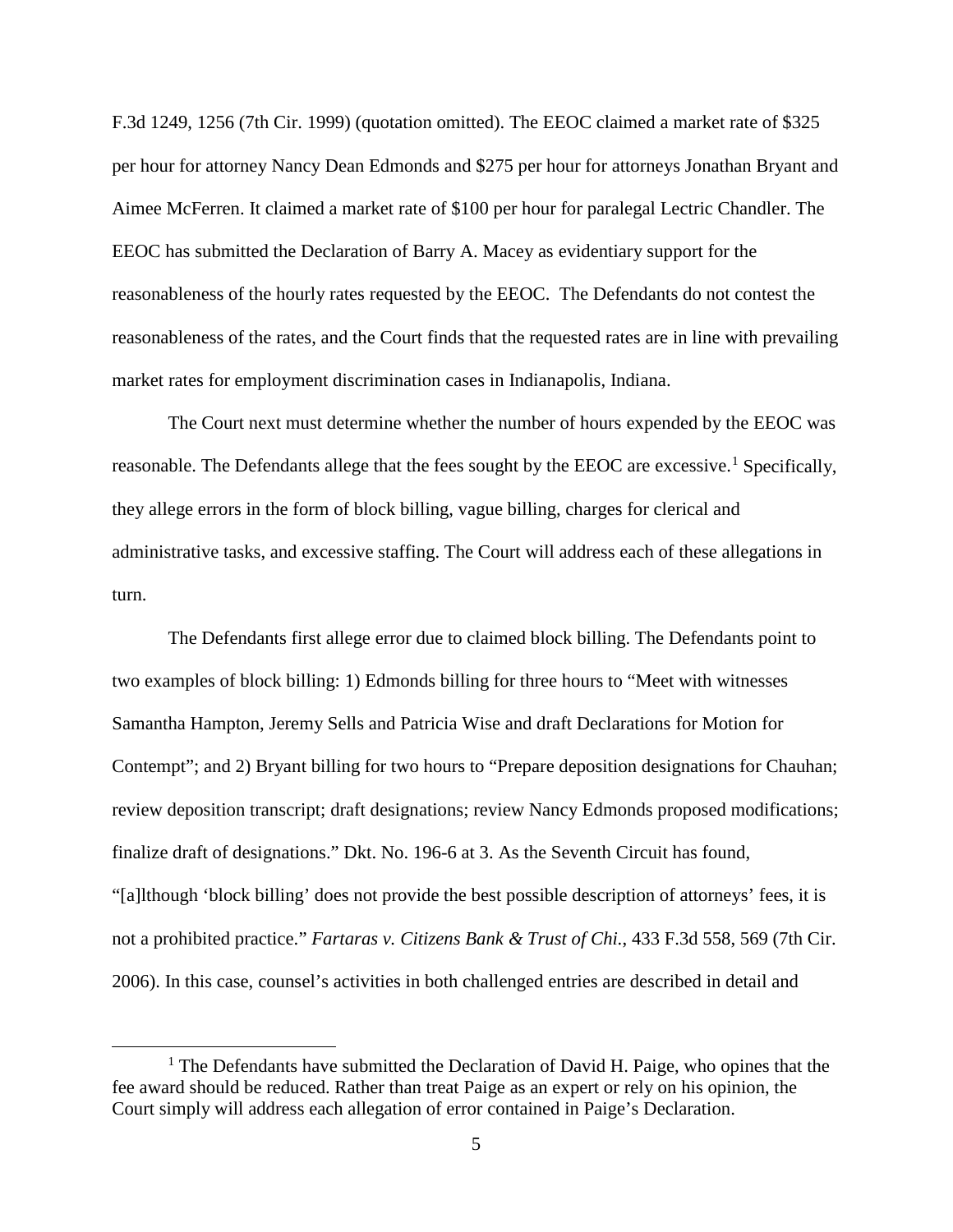F.3d 1249, 1256 (7th Cir. 1999) (quotation omitted). The EEOC claimed a market rate of $325 per hour for attorney Nancy Dean Edmonds and $275 per hour for attorneys Jonathan Bryant and Aimee McFerren. It claimed a market rate of $100 per hour for paralegal Lectric Chandler. The EEOC has submitted the Declaration of Barry A. Macey as evidentiary support for the reasonableness of the hourly rates requested by the EEOC. The Defendants do not contest the reasonableness of the rates, and the Court finds that the requested rates are in line with prevailing market rates for employment discrimination cases in Indianapolis, Indiana.

The Court next must determine whether the number of hours expended by the EEOC was reasonable. The Defendants allege that the fees sought by the EEOC are excessive.[1] Specifically, they allege errors in the form of block billing, vague billing, charges for clerical and administrative tasks, and excessive staffing. The Court will address each of these allegations in turn.

The Defendants first allege error due to claimed block billing. The Defendants point to two examples of block billing: 1) Edmonds billing for three hours to "Meet with witnesses Samantha Hampton, Jeremy Sells and Patricia Wise and draft Declarations for Motion for Contempt"; and 2) Bryant billing for two hours to "Prepare deposition designations for Chauhan; review deposition transcript; draft designations; review Nancy Edmonds proposed modifications; finalize draft of designations." Dkt. No. 196-6 at 3. As the Seventh Circuit has found, "[a]lthough 'block billing' does not provide the best possible description of attorneys' fees, it is not a prohibited practice." *Fartaras v. Citizens Bank & Trust of Chi.*, 433 F.3d 558, 569 (7th Cir. 2006). In this case, counsel's activities in both challenged entries are described in detail and

[1] The Defendants have submitted the Declaration of David H. Paige, who opines that the fee award should be reduced. Rather than treat Paige as an expert or rely on his opinion, the Court simply will address each allegation of error contained in Paige's Declaration.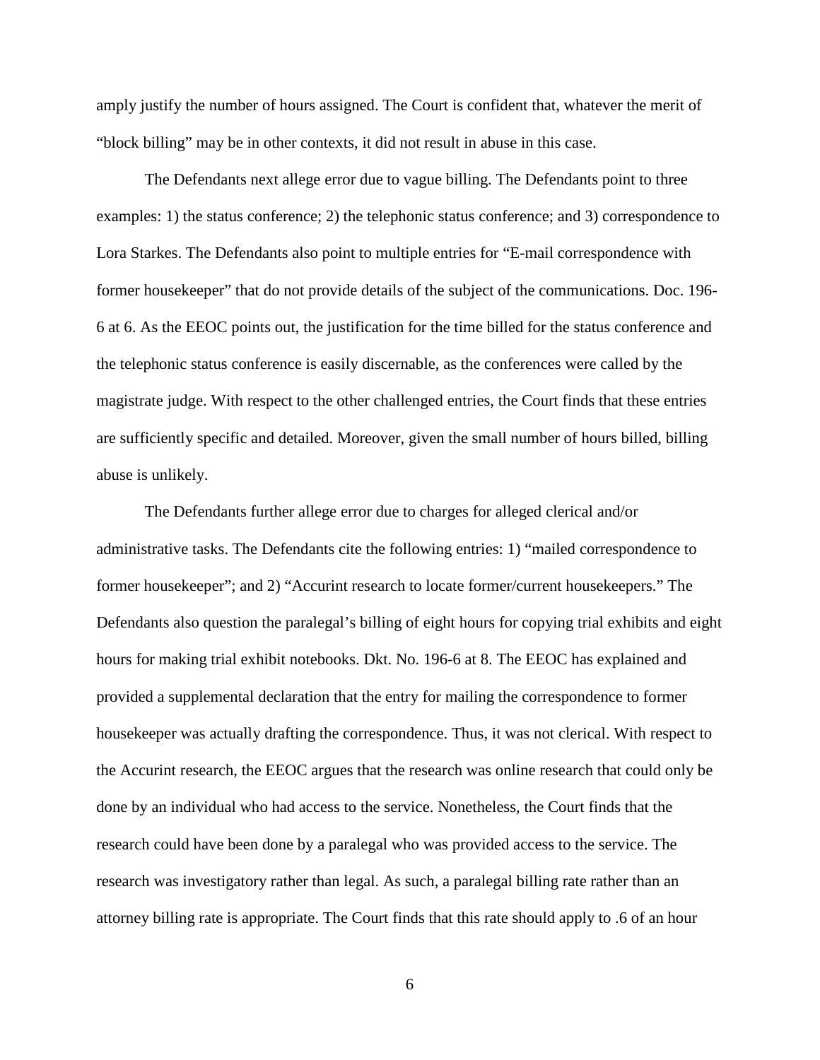amply justify the number of hours assigned. The Court is confident that, whatever the merit of "block billing" may be in other contexts, it did not result in abuse in this case.

The Defendants next allege error due to vague billing. The Defendants point to three examples: 1) the status conference; 2) the telephonic status conference; and 3) correspondence to Lora Starkes. The Defendants also point to multiple entries for "E-mail correspondence with former housekeeper" that do not provide details of the subject of the communications. Doc. 196-6 at 6. As the EEOC points out, the justification for the time billed for the status conference and the telephonic status conference is easily discernable, as the conferences were called by the magistrate judge. With respect to the other challenged entries, the Court finds that these entries are sufficiently specific and detailed. Moreover, given the small number of hours billed, billing abuse is unlikely.

The Defendants further allege error due to charges for alleged clerical and/or administrative tasks. The Defendants cite the following entries: 1) "mailed correspondence to former housekeeper"; and 2) "Accurint research to locate former/current housekeepers." The Defendants also question the paralegal's billing of eight hours for copying trial exhibits and eight hours for making trial exhibit notebooks. Dkt. No. 196-6 at 8. The EEOC has explained and provided a supplemental declaration that the entry for mailing the correspondence to former housekeeper was actually drafting the correspondence. Thus, it was not clerical. With respect to the Accurint research, the EEOC argues that the research was online research that could only be done by an individual who had access to the service. Nonetheless, the Court finds that the research could have been done by a paralegal who was provided access to the service. The research was investigatory rather than legal. As such, a paralegal billing rate rather than an attorney billing rate is appropriate. The Court finds that this rate should apply to .6 of an hour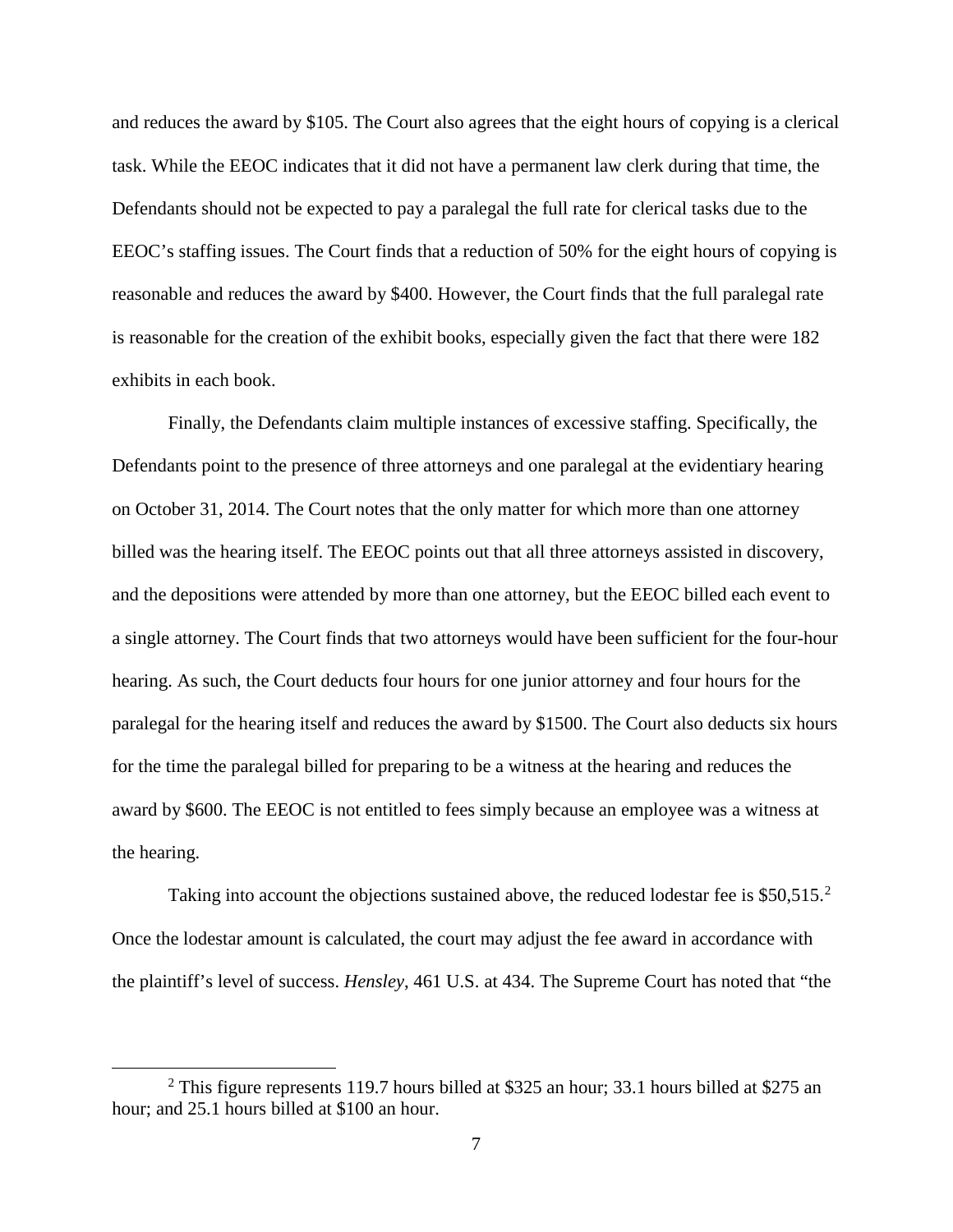and reduces the award by $105. The Court also agrees that the eight hours of copying is a clerical task. While the EEOC indicates that it did not have a permanent law clerk during that time, the Defendants should not be expected to pay a paralegal the full rate for clerical tasks due to the EEOC's staffing issues. The Court finds that a reduction of 50% for the eight hours of copying is reasonable and reduces the award by $400. However, the Court finds that the full paralegal rate is reasonable for the creation of the exhibit books, especially given the fact that there were 182 exhibits in each book.

Finally, the Defendants claim multiple instances of excessive staffing. Specifically, the Defendants point to the presence of three attorneys and one paralegal at the evidentiary hearing on October 31, 2014. The Court notes that the only matter for which more than one attorney billed was the hearing itself. The EEOC points out that all three attorneys assisted in discovery, and the depositions were attended by more than one attorney, but the EEOC billed each event to a single attorney. The Court finds that two attorneys would have been sufficient for the four-hour hearing. As such, the Court deducts four hours for one junior attorney and four hours for the paralegal for the hearing itself and reduces the award by $1500. The Court also deducts six hours for the time the paralegal billed for preparing to be a witness at the hearing and reduces the award by $600. The EEOC is not entitled to fees simply because an employee was a witness at the hearing.

Taking into account the objections sustained above, the reduced lodestar fee is $50,515.[2] Once the lodestar amount is calculated, the court may adjust the fee award in accordance with the plaintiff's level of success. *Hensley*, 461 U.S. at 434. The Supreme Court has noted that "the

[2] This figure represents 119.7 hours billed at $325 an hour; 33.1 hours billed at $275 an hour; and 25.1 hours billed at $100 an hour.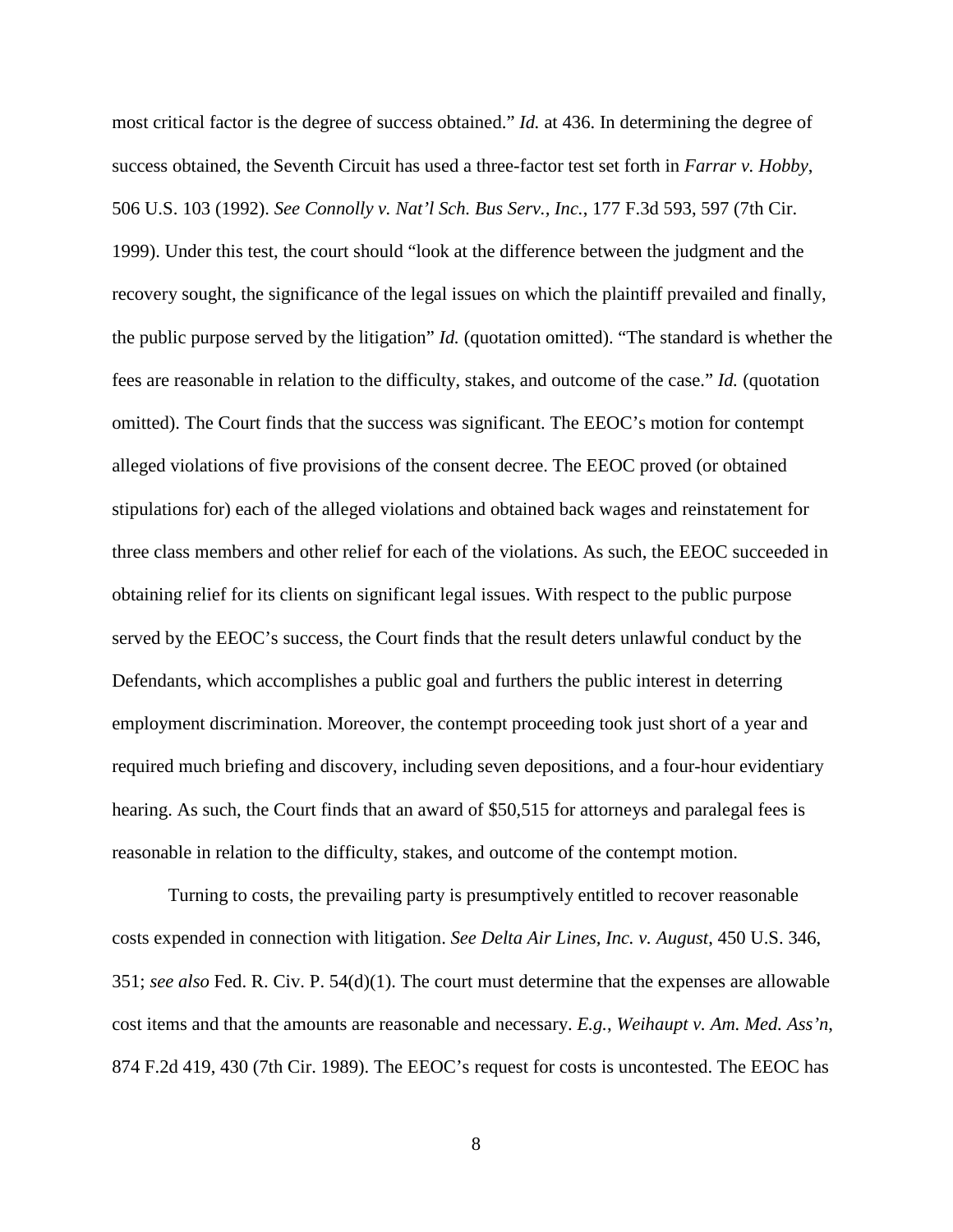most critical factor is the degree of success obtained." *Id.* at 436. In determining the degree of success obtained, the Seventh Circuit has used a three-factor test set forth in *Farrar v. Hobby*, 506 U.S. 103 (1992). *See Connolly v. Nat'l Sch. Bus Serv., Inc.*, 177 F.3d 593, 597 (7th Cir. 1999). Under this test, the court should "look at the difference between the judgment and the recovery sought, the significance of the legal issues on which the plaintiff prevailed and finally, the public purpose served by the litigation" *Id.* (quotation omitted). "The standard is whether the fees are reasonable in relation to the difficulty, stakes, and outcome of the case." *Id.* (quotation omitted). The Court finds that the success was significant. The EEOC's motion for contempt alleged violations of five provisions of the consent decree. The EEOC proved (or obtained stipulations for) each of the alleged violations and obtained back wages and reinstatement for three class members and other relief for each of the violations. As such, the EEOC succeeded in obtaining relief for its clients on significant legal issues. With respect to the public purpose served by the EEOC's success, the Court finds that the result deters unlawful conduct by the Defendants, which accomplishes a public goal and furthers the public interest in deterring employment discrimination. Moreover, the contempt proceeding took just short of a year and required much briefing and discovery, including seven depositions, and a four-hour evidentiary hearing. As such, the Court finds that an award of $50,515 for attorneys and paralegal fees is reasonable in relation to the difficulty, stakes, and outcome of the contempt motion.

Turning to costs, the prevailing party is presumptively entitled to recover reasonable costs expended in connection with litigation. *See Delta Air Lines, Inc. v. August*, 450 U.S. 346, 351; *see also* Fed. R. Civ. P. 54(d)(1). The court must determine that the expenses are allowable cost items and that the amounts are reasonable and necessary. *E.g.*, *Weihaupt v. Am. Med. Ass'n*, 874 F.2d 419, 430 (7th Cir. 1989). The EEOC's request for costs is uncontested. The EEOC has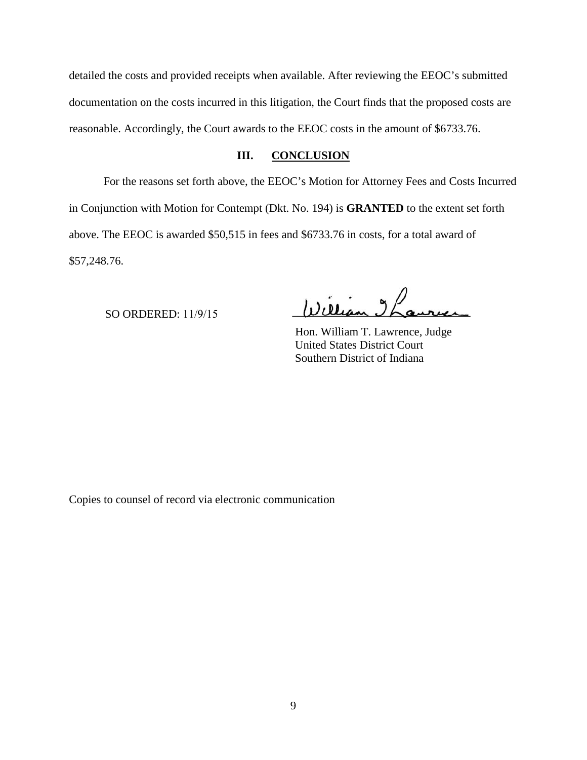detailed the costs and provided receipts when available. After reviewing the EEOC's submitted documentation on the costs incurred in this litigation, the Court finds that the proposed costs are reasonable. Accordingly, the Court awards to the EEOC costs in the amount of $6733.76.

## III. CONCLUSION

For the reasons set forth above, the EEOC's Motion for Attorney Fees and Costs Incurred in Conjunction with Motion for Contempt (Dkt. No. 194) is **GRANTED** to the extent set forth above. The EEOC is awarded $50,515 in fees and $6733.76 in costs, for a total award of $57,248.76.

SO ORDERED: 11/9/15

Hon. William T. Lawrence, Judge
United States District Court
Southern District of Indiana

Copies to counsel of record via electronic communication